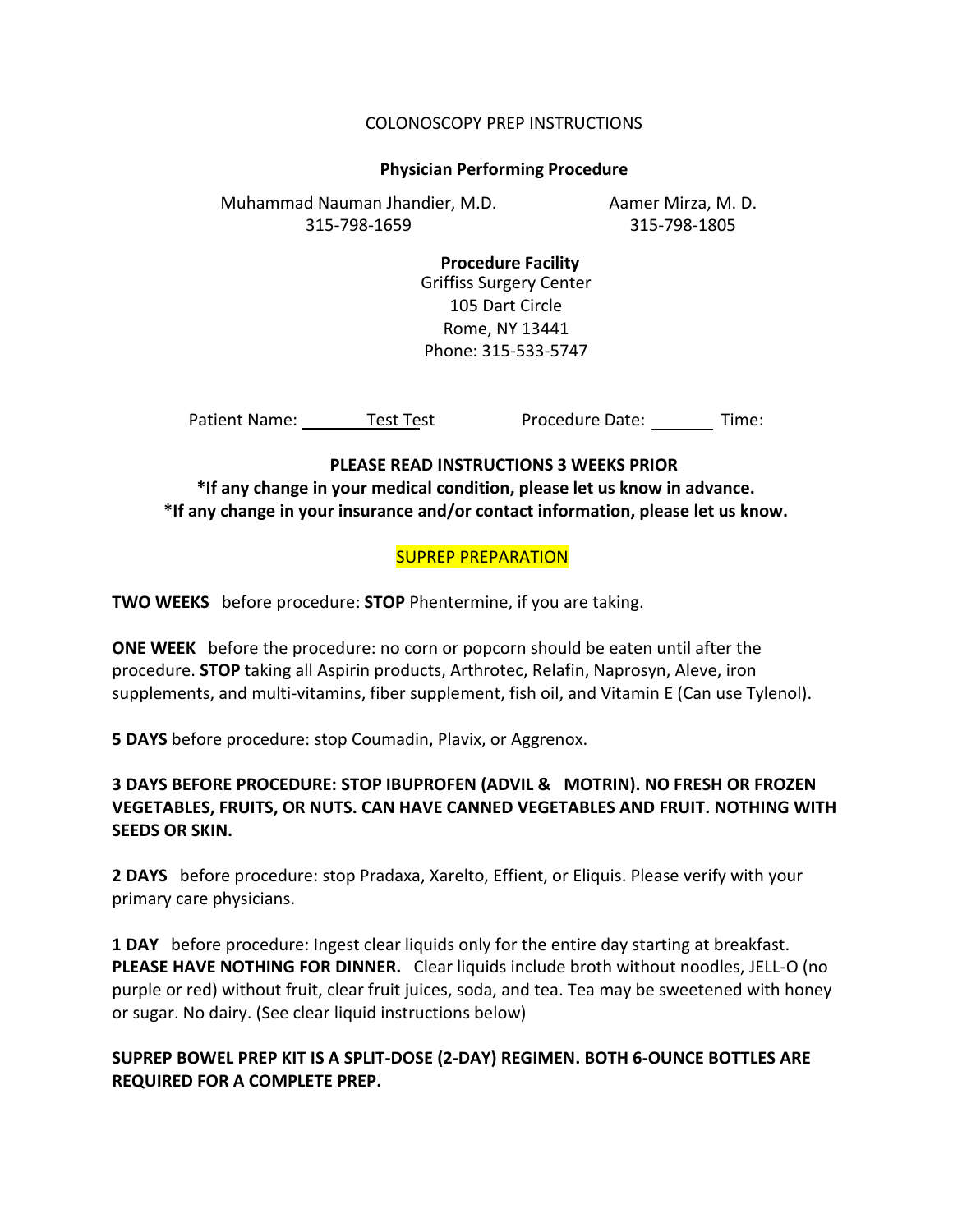# COLONOSCOPY PREP INSTRUCTIONS

**Physician Performing Procedure**

| Muhammad Nauman Jhandier, M.D. | Aamer Mirza, M. D. |
|---|---|
| 315-798-1659 | 315-798-1805 |

**Procedure Facility**
Griffiss Surgery Center
105 Dart Circle
Rome, NY 13441
Phone: 315-533-5747

Patient Name: Test Test        Procedure Date: ________ Time:

**PLEASE READ INSTRUCTIONS 3 WEEKS PRIOR**
**\*If any change in your medical condition, please let us know in advance.**
**\*If any change in your insurance and/or contact information, please let us know.**

SUPREP PREPARATION

**TWO WEEKS** before procedure: **STOP** Phentermine, if you are taking.

**ONE WEEK** before the procedure: no corn or popcorn should be eaten until after the procedure. **STOP** taking all Aspirin products, Arthrotec, Relafin, Naprosyn, Aleve, iron supplements, and multi-vitamins, fiber supplement, fish oil, and Vitamin E (Can use Tylenol).

**5 DAYS** before procedure: stop Coumadin, Plavix, or Aggrenox.

**3 DAYS BEFORE PROCEDURE: STOP IBUPROFEN (ADVIL & MOTRIN). NO FRESH OR FROZEN VEGETABLES, FRUITS, OR NUTS. CAN HAVE CANNED VEGETABLES AND FRUIT. NOTHING WITH SEEDS OR SKIN.**

**2 DAYS** before procedure: stop Pradaxa, Xarelto, Effient, or Eliquis. Please verify with your primary care physicians.

**1 DAY** before procedure: Ingest clear liquids only for the entire day starting at breakfast. **PLEASE HAVE NOTHING FOR DINNER.** Clear liquids include broth without noodles, JELL-O (no purple or red) without fruit, clear fruit juices, soda, and tea. Tea may be sweetened with honey or sugar. No dairy. (See clear liquid instructions below)

**SUPREP BOWEL PREP KIT IS A SPLIT-DOSE (2-DAY) REGIMEN. BOTH 6-OUNCE BOTTLES ARE REQUIRED FOR A COMPLETE PREP.**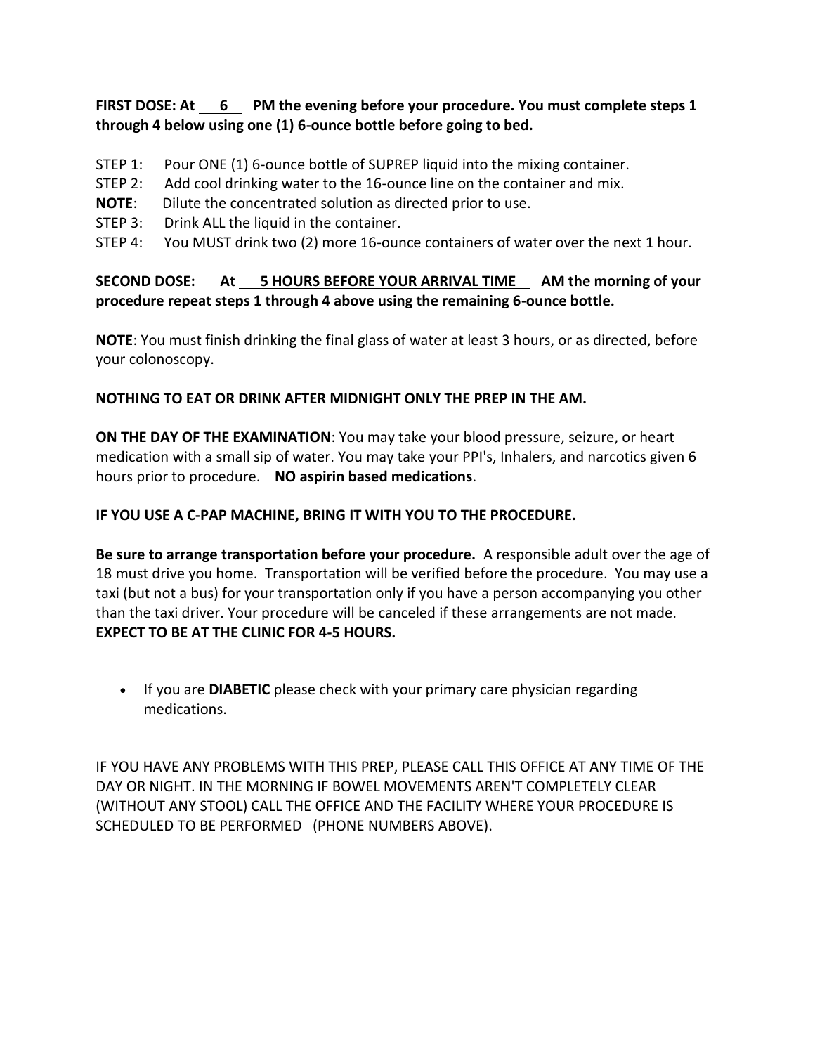**FIRST DOSE: At 6 PM the evening before your procedure. You must complete steps 1 through 4 below using one (1) 6-ounce bottle before going to bed.**

STEP 1: Pour ONE (1) 6-ounce bottle of SUPREP liquid into the mixing container.
STEP 2: Add cool drinking water to the 16-ounce line on the container and mix.
**NOTE**: Dilute the concentrated solution as directed prior to use.
STEP 3: Drink ALL the liquid in the container.
STEP 4: You MUST drink two (2) more 16-ounce containers of water over the next 1 hour.

**SECOND DOSE: At 5 HOURS BEFORE YOUR ARRIVAL TIME AM the morning of your procedure repeat steps 1 through 4 above using the remaining 6-ounce bottle.**

**NOTE**: You must finish drinking the final glass of water at least 3 hours, or as directed, before your colonoscopy.

**NOTHING TO EAT OR DRINK AFTER MIDNIGHT ONLY THE PREP IN THE AM.**

**ON THE DAY OF THE EXAMINATION**: You may take your blood pressure, seizure, or heart medication with a small sip of water. You may take your PPI's, Inhalers, and narcotics given 6 hours prior to procedure. **NO aspirin based medications**.

**IF YOU USE A C-PAP MACHINE, BRING IT WITH YOU TO THE PROCEDURE.**

**Be sure to arrange transportation before your procedure.** A responsible adult over the age of 18 must drive you home. Transportation will be verified before the procedure. You may use a taxi (but not a bus) for your transportation only if you have a person accompanying you other than the taxi driver. Your procedure will be canceled if these arrangements are not made. **EXPECT TO BE AT THE CLINIC FOR 4-5 HOURS.**

- If you are **DIABETIC** please check with your primary care physician regarding medications.

IF YOU HAVE ANY PROBLEMS WITH THIS PREP, PLEASE CALL THIS OFFICE AT ANY TIME OF THE DAY OR NIGHT. IN THE MORNING IF BOWEL MOVEMENTS AREN'T COMPLETELY CLEAR (WITHOUT ANY STOOL) CALL THE OFFICE AND THE FACILITY WHERE YOUR PROCEDURE IS SCHEDULED TO BE PERFORMED (PHONE NUMBERS ABOVE).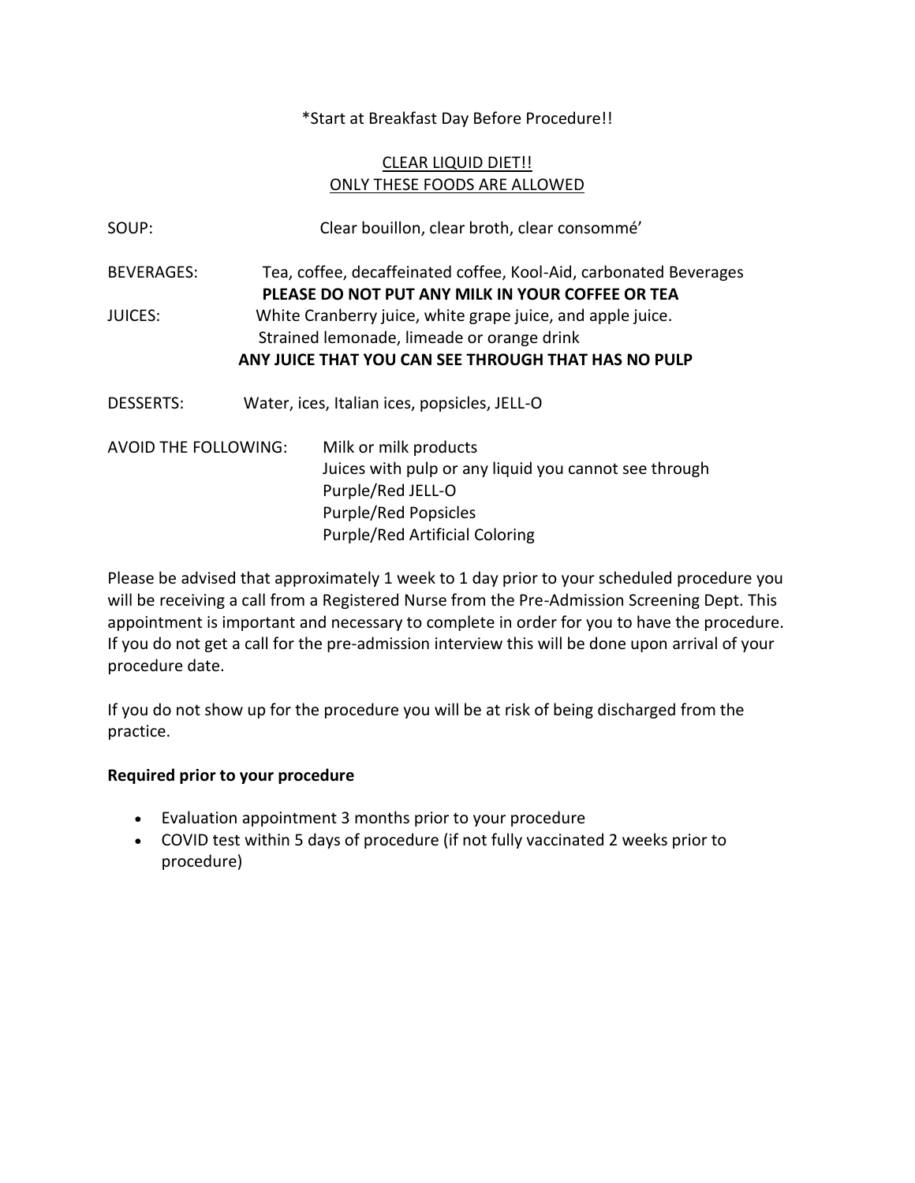*Start at Breakfast Day Before Procedure!!

CLEAR LIQUID DIET!!
ONLY THESE FOODS ARE ALLOWED

SOUP: Clear bouillon, clear broth, clear consommé'

BEVERAGES: Tea, coffee, decaffeinated coffee, Kool-Aid, carbonated Beverages
**PLEASE DO NOT PUT ANY MILK IN YOUR COFFEE OR TEA**

JUICES: White Cranberry juice, white grape juice, and apple juice.
Strained lemonade, limeade or orange drink
**ANY JUICE THAT YOU CAN SEE THROUGH THAT HAS NO PULP**

DESSERTS: Water, ices, Italian ices, popsicles, JELL-O

AVOID THE FOLLOWING:
Milk or milk products
Juices with pulp or any liquid you cannot see through
Purple/Red JELL-O
Purple/Red Popsicles
Purple/Red Artificial Coloring

Please be advised that approximately 1 week to 1 day prior to your scheduled procedure you will be receiving a call from a Registered Nurse from the Pre-Admission Screening Dept. This appointment is important and necessary to complete in order for you to have the procedure. If you do not get a call for the pre-admission interview this will be done upon arrival of your procedure date.

If you do not show up for the procedure you will be at risk of being discharged from the practice.

**Required prior to your procedure**

- Evaluation appointment 3 months prior to your procedure
- COVID test within 5 days of procedure (if not fully vaccinated 2 weeks prior to procedure)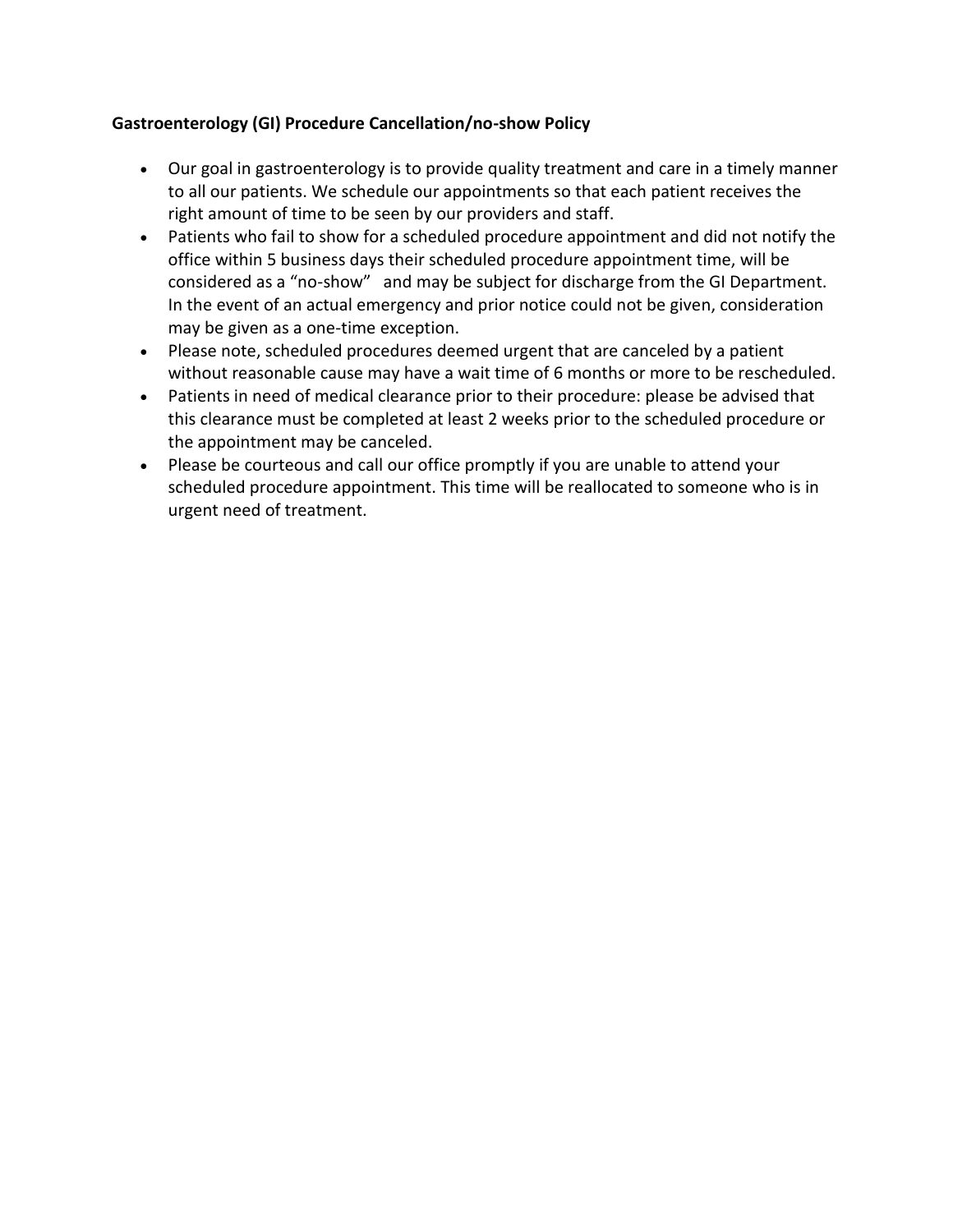**Gastroenterology (GI) Procedure Cancellation/no-show Policy**

- Our goal in gastroenterology is to provide quality treatment and care in a timely manner to all our patients. We schedule our appointments so that each patient receives the right amount of time to be seen by our providers and staff.
- Patients who fail to show for a scheduled procedure appointment and did not notify the office within 5 business days their scheduled procedure appointment time, will be considered as a "no-show" and may be subject for discharge from the GI Department. In the event of an actual emergency and prior notice could not be given, consideration may be given as a one-time exception.
- Please note, scheduled procedures deemed urgent that are canceled by a patient without reasonable cause may have a wait time of 6 months or more to be rescheduled.
- Patients in need of medical clearance prior to their procedure: please be advised that this clearance must be completed at least 2 weeks prior to the scheduled procedure or the appointment may be canceled.
- Please be courteous and call our office promptly if you are unable to attend your scheduled procedure appointment. This time will be reallocated to someone who is in urgent need of treatment.